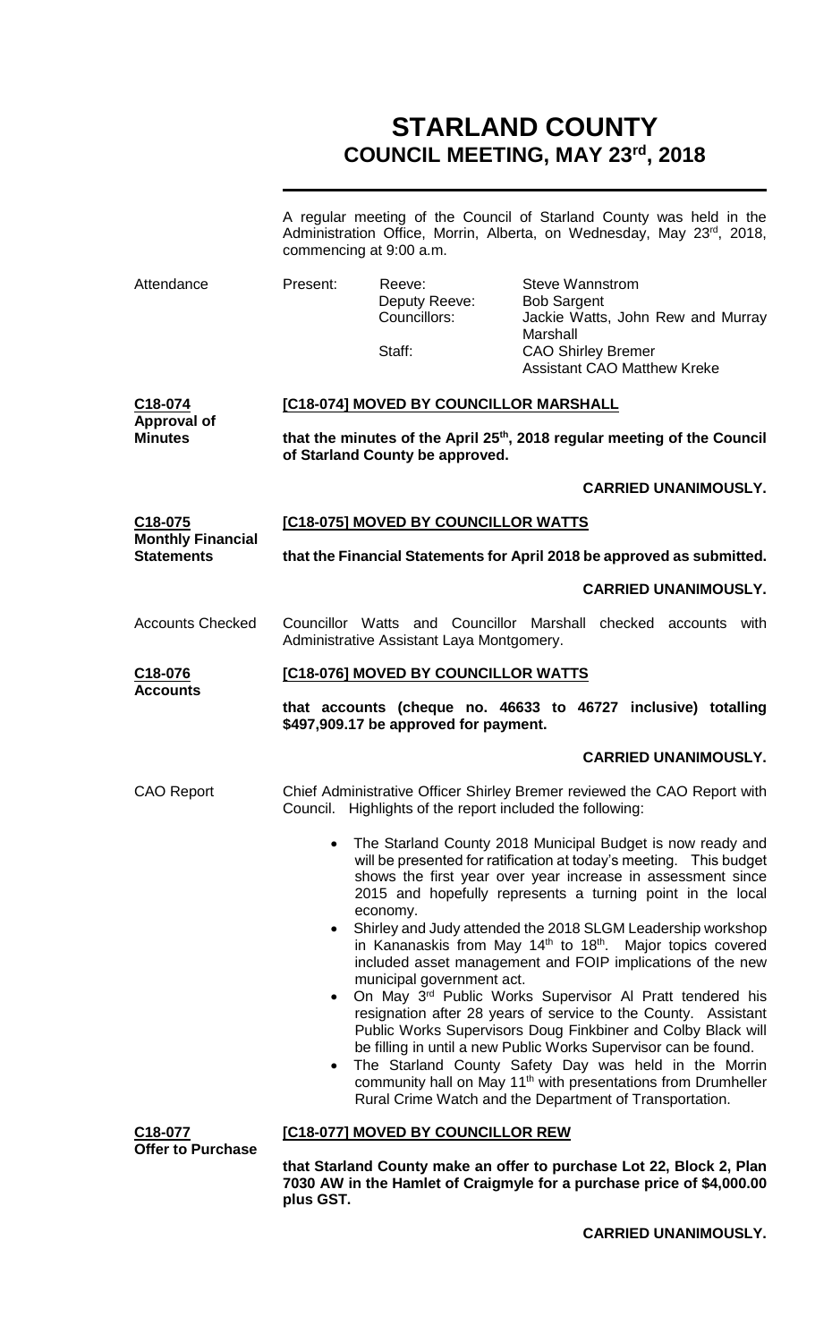# STARLAND COUNTY
## COUNCIL MEETING, MAY 23rd, 2018

A regular meeting of the Council of Starland County was held in the Administration Office, Morrin, Alberta, on Wednesday, May 23rd, 2018, commencing at 9:00 a.m.

| Attendance | Present: | Reeve: | Steve Wannstrom |
|---|---|---|---|
| | | Deputy Reeve: | Bob Sargent |
| | | Councillors: | Jackie Watts, John Rew and Murray Marshall |
| | | Staff: | CAO Shirley Bremer |
| | | | Assistant CAO Matthew Kreke |

**C18-074**
**Approval of Minutes**

**[C18-074] MOVED BY COUNCILLOR MARSHALL**

**that the minutes of the April 25th, 2018 regular meeting of the Council of Starland County be approved.**

**CARRIED UNANIMOUSLY.**

**C18-075**
**Monthly Financial Statements**

**[C18-075] MOVED BY COUNCILLOR WATTS**

**that the Financial Statements for April 2018 be approved as submitted.**

**CARRIED UNANIMOUSLY.**

Accounts Checked

Councillor Watts and Councillor Marshall checked accounts with Administrative Assistant Laya Montgomery.

**C18-076**
**Accounts**

**[C18-076] MOVED BY COUNCILLOR WATTS**

**that accounts (cheque no. 46633 to 46727 inclusive) totalling $497,909.17 be approved for payment.**

**CARRIED UNANIMOUSLY.**

CAO Report

Chief Administrative Officer Shirley Bremer reviewed the CAO Report with Council. Highlights of the report included the following:

- The Starland County 2018 Municipal Budget is now ready and will be presented for ratification at today's meeting. This budget shows the first year over year increase in assessment since 2015 and hopefully represents a turning point in the local economy.
- Shirley and Judy attended the 2018 SLGM Leadership workshop in Kananaskis from May 14th to 18th. Major topics covered included asset management and FOIP implications of the new municipal government act.
- On May 3rd Public Works Supervisor Al Pratt tendered his resignation after 28 years of service to the County. Assistant Public Works Supervisors Doug Finkbiner and Colby Black will be filling in until a new Public Works Supervisor can be found.
- The Starland County Safety Day was held in the Morrin community hall on May 11th with presentations from Drumheller Rural Crime Watch and the Department of Transportation.

**C18-077**
**Offer to Purchase**

**[C18-077] MOVED BY COUNCILLOR REW**

**that Starland County make an offer to purchase Lot 22, Block 2, Plan 7030 AW in the Hamlet of Craigmyle for a purchase price of $4,000.00 plus GST.**

**CARRIED UNANIMOUSLY.**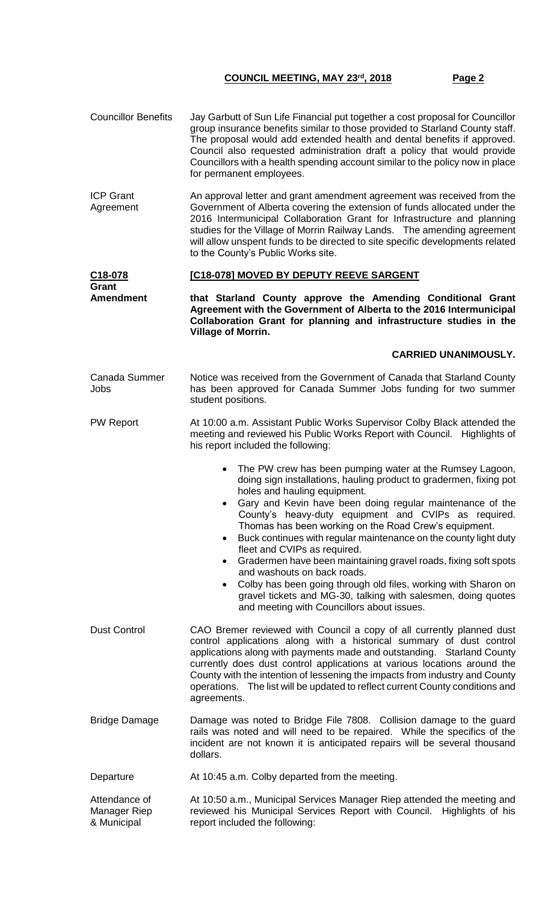**Councillor Benefits**

Jay Garbutt of Sun Life Financial put together a cost proposal for Councillor group insurance benefits similar to those provided to Starland County staff. The proposal would add extended health and dental benefits if approved. Council also requested administration draft a policy that would provide Councillors with a health spending account similar to the policy now in place for permanent employees.

**ICP Grant Agreement**

An approval letter and grant amendment agreement was received from the Government of Alberta covering the extension of funds allocated under the 2016 Intermunicipal Collaboration Grant for Infrastructure and planning studies for the Village of Morrin Railway Lands. The amending agreement will allow unspent funds to be directed to site specific developments related to the County's Public Works site.

**C18-078 Grant Amendment**

**[C18-078] MOVED BY DEPUTY REEVE SARGENT**

**that Starland County approve the Amending Conditional Grant Agreement with the Government of Alberta to the 2016 Intermunicipal Collaboration Grant for planning and infrastructure studies in the Village of Morrin.**

**CARRIED UNANIMOUSLY.**

**Canada Summer Jobs**

Notice was received from the Government of Canada that Starland County has been approved for Canada Summer Jobs funding for two summer student positions.

**PW Report**

At 10:00 a.m. Assistant Public Works Supervisor Colby Black attended the meeting and reviewed his Public Works Report with Council. Highlights of his report included the following:

- The PW crew has been pumping water at the Rumsey Lagoon, doing sign installations, hauling product to gradermen, fixing pot holes and hauling equipment.
- Gary and Kevin have been doing regular maintenance of the County's heavy-duty equipment and CVIPs as required. Thomas has been working on the Road Crew's equipment.
- Buck continues with regular maintenance on the county light duty fleet and CVIPs as required.
- Gradermen have been maintaining gravel roads, fixing soft spots and washouts on back roads.
- Colby has been going through old files, working with Sharon on gravel tickets and MG-30, talking with salesmen, doing quotes and meeting with Councillors about issues.

**Dust Control**

CAO Bremer reviewed with Council a copy of all currently planned dust control applications along with a historical summary of dust control applications along with payments made and outstanding. Starland County currently does dust control applications at various locations around the County with the intention of lessening the impacts from industry and County operations. The list will be updated to reflect current County conditions and agreements.

**Bridge Damage**

Damage was noted to Bridge File 7808. Collision damage to the guard rails was noted and will need to be repaired. While the specifics of the incident are not known it is anticipated repairs will be several thousand dollars.

**Departure**

At 10:45 a.m. Colby departed from the meeting.

**Attendance of Manager Riep & Municipal**

At 10:50 a.m., Municipal Services Manager Riep attended the meeting and reviewed his Municipal Services Report with Council. Highlights of his report included the following: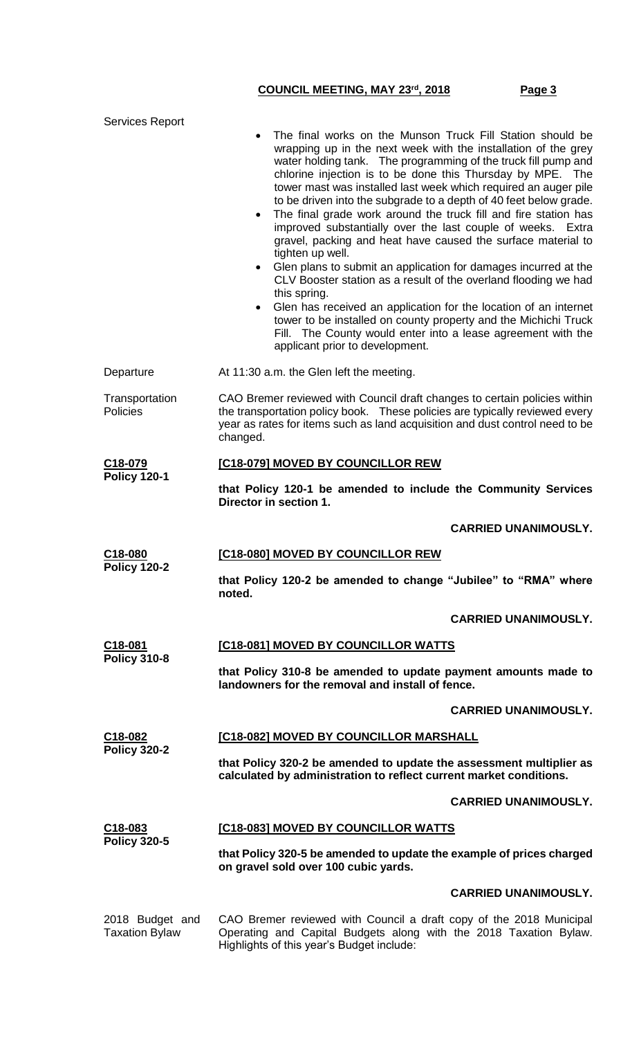Services Report

- The final works on the Munson Truck Fill Station should be wrapping up in the next week with the installation of the grey water holding tank. The programming of the truck fill pump and chlorine injection is to be done this Thursday by MPE. The tower mast was installed last week which required an auger pile to be driven into the subgrade to a depth of 40 feet below grade.
- The final grade work around the truck fill and fire station has improved substantially over the last couple of weeks. Extra gravel, packing and heat have caused the surface material to tighten up well.
- Glen plans to submit an application for damages incurred at the CLV Booster station as a result of the overland flooding we had this spring.
- Glen has received an application for the location of an internet tower to be installed on county property and the Michichi Truck Fill. The County would enter into a lease agreement with the applicant prior to development.

Departure — At 11:30 a.m. the Glen left the meeting.

Transportation Policies — CAO Bremer reviewed with Council draft changes to certain policies within the transportation policy book. These policies are typically reviewed every year as rates for items such as land acquisition and dust control need to be changed.

**C18-079**
**Policy 120-1**

**[C18-079] MOVED BY COUNCILLOR REW**

**that Policy 120-1 be amended to include the Community Services Director in section 1.**

**CARRIED UNANIMOUSLY.**

**C18-080**
**Policy 120-2**

**[C18-080] MOVED BY COUNCILLOR REW**

**that Policy 120-2 be amended to change "Jubilee" to "RMA" where noted.**

**CARRIED UNANIMOUSLY.**

**C18-081**
**Policy 310-8**

**[C18-081] MOVED BY COUNCILLOR WATTS**

**that Policy 310-8 be amended to update payment amounts made to landowners for the removal and install of fence.**

**CARRIED UNANIMOUSLY.**

**C18-082**
**Policy 320-2**

**[C18-082] MOVED BY COUNCILLOR MARSHALL**

**that Policy 320-2 be amended to update the assessment multiplier as calculated by administration to reflect current market conditions.**

**CARRIED UNANIMOUSLY.**

**C18-083**
**Policy 320-5**

**[C18-083] MOVED BY COUNCILLOR WATTS**

**that Policy 320-5 be amended to update the example of prices charged on gravel sold over 100 cubic yards.**

**CARRIED UNANIMOUSLY.**

2018 Budget and Taxation Bylaw — CAO Bremer reviewed with Council a draft copy of the 2018 Municipal Operating and Capital Budgets along with the 2018 Taxation Bylaw. Highlights of this year's Budget include: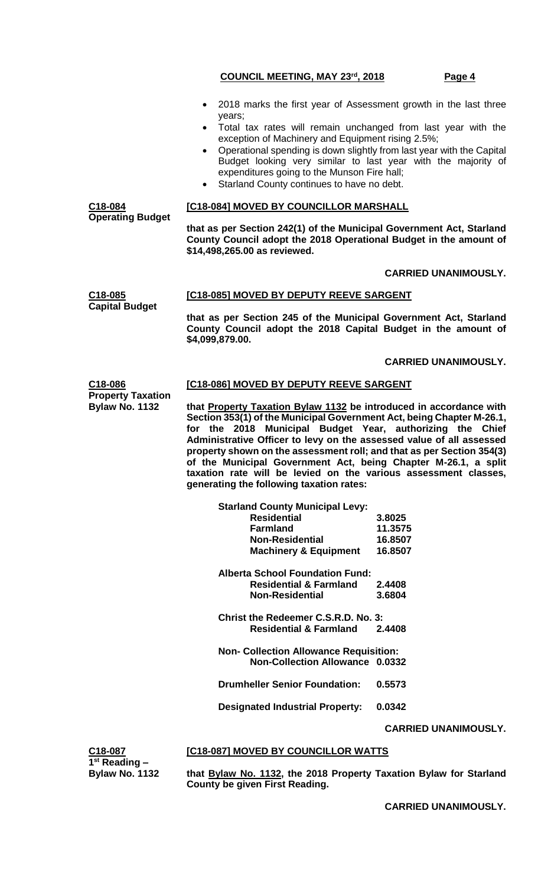- 2018 marks the first year of Assessment growth in the last three years;
- Total tax rates will remain unchanged from last year with the exception of Machinery and Equipment rising 2.5%;
- Operational spending is down slightly from last year with the Capital Budget looking very similar to last year with the majority of expenditures going to the Munson Fire hall;
- Starland County continues to have no debt.

**C18-084**
**Operating Budget**

**[C18-084] MOVED BY COUNCILLOR MARSHALL**

**that as per Section 242(1) of the Municipal Government Act, Starland County Council adopt the 2018 Operational Budget in the amount of $14,498,265.00 as reviewed.**

**CARRIED UNANIMOUSLY.**

**C18-085**
**Capital Budget**

**[C18-085] MOVED BY DEPUTY REEVE SARGENT**

**that as per Section 245 of the Municipal Government Act, Starland County Council adopt the 2018 Capital Budget in the amount of $4,099,879.00.**

**CARRIED UNANIMOUSLY.**

**C18-086**
**Property Taxation Bylaw No. 1132**

**[C18-086] MOVED BY DEPUTY REEVE SARGENT**

**that Property Taxation Bylaw 1132 be introduced in accordance with Section 353(1) of the Municipal Government Act, being Chapter M-26.1, for the 2018 Municipal Budget Year, authorizing the Chief Administrative Officer to levy on the assessed value of all assessed property shown on the assessment roll; and that as per Section 354(3) of the Municipal Government Act, being Chapter M-26.1, a split taxation rate will be levied on the various assessment classes, generating the following taxation rates:**

**Starland County Municipal Levy:**

| | |
|---|---|
| **Residential** | **3.8025** |
| **Farmland** | **11.3575** |
| **Non-Residential** | **16.8507** |
| **Machinery & Equipment** | **16.8507** |

**Alberta School Foundation Fund:**

| | |
|---|---|
| **Residential & Farmland** | **2.4408** |
| **Non-Residential** | **3.6804** |

**Christ the Redeemer C.S.R.D. No. 3:**

| | |
|---|---|
| **Residential & Farmland** | **2.4408** |

**Non- Collection Allowance Requisition:**

| | |
|---|---|
| **Non-Collection Allowance** | **0.0332** |

**Drumheller Senior Foundation: 0.5573**

**Designated Industrial Property: 0.0342**

**CARRIED UNANIMOUSLY.**

**C18-087**
**1st Reading – Bylaw No. 1132**

**[C18-087] MOVED BY COUNCILLOR WATTS**

**that Bylaw No. 1132, the 2018 Property Taxation Bylaw for Starland County be given First Reading.**

**CARRIED UNANIMOUSLY.**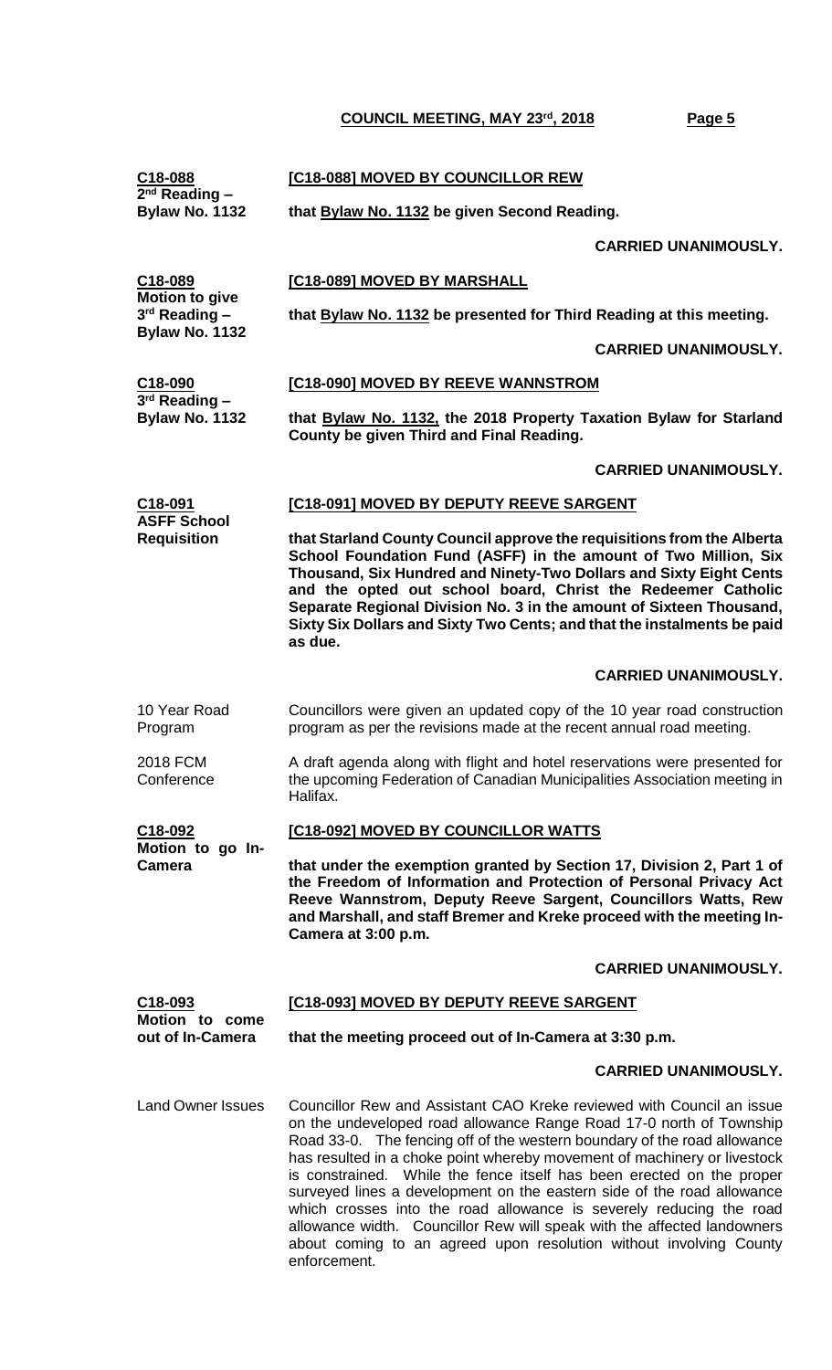**C18-088**
**2nd Reading – Bylaw No. 1132**

**[C18-088] MOVED BY COUNCILLOR REW**

**that Bylaw No. 1132 be given Second Reading.**

**CARRIED UNANIMOUSLY.**

**C18-089**
**Motion to give 3rd Reading – Bylaw No. 1132**

**[C18-089] MOVED BY MARSHALL**

**that Bylaw No. 1132 be presented for Third Reading at this meeting.**

**CARRIED UNANIMOUSLY.**

**C18-090**
**3rd Reading – Bylaw No. 1132**

**[C18-090] MOVED BY REEVE WANNSTROM**

**that Bylaw No. 1132, the 2018 Property Taxation Bylaw for Starland County be given Third and Final Reading.**

**CARRIED UNANIMOUSLY.**

**C18-091**
**ASFF School Requisition**

**[C18-091] MOVED BY DEPUTY REEVE SARGENT**

**that Starland County Council approve the requisitions from the Alberta School Foundation Fund (ASFF) in the amount of Two Million, Six Thousand, Six Hundred and Ninety-Two Dollars and Sixty Eight Cents and the opted out school board, Christ the Redeemer Catholic Separate Regional Division No. 3 in the amount of Sixteen Thousand, Sixty Six Dollars and Sixty Two Cents; and that the instalments be paid as due.**

**CARRIED UNANIMOUSLY.**

10 Year Road Program

Councillors were given an updated copy of the 10 year road construction program as per the revisions made at the recent annual road meeting.

2018 FCM Conference

A draft agenda along with flight and hotel reservations were presented for the upcoming Federation of Canadian Municipalities Association meeting in Halifax.

**C18-092**
**Motion to go In-Camera**

**[C18-092] MOVED BY COUNCILLOR WATTS**

**that under the exemption granted by Section 17, Division 2, Part 1 of the Freedom of Information and Protection of Personal Privacy Act Reeve Wannstrom, Deputy Reeve Sargent, Councillors Watts, Rew and Marshall, and staff Bremer and Kreke proceed with the meeting In-Camera at 3:00 p.m.**

**CARRIED UNANIMOUSLY.**

**C18-093**
**Motion to come out of In-Camera**

**[C18-093] MOVED BY DEPUTY REEVE SARGENT**

**that the meeting proceed out of In-Camera at 3:30 p.m.**

**CARRIED UNANIMOUSLY.**

Land Owner Issues

Councillor Rew and Assistant CAO Kreke reviewed with Council an issue on the undeveloped road allowance Range Road 17-0 north of Township Road 33-0. The fencing off of the western boundary of the road allowance has resulted in a choke point whereby movement of machinery or livestock is constrained. While the fence itself has been erected on the proper surveyed lines a development on the eastern side of the road allowance which crosses into the road allowance is severely reducing the road allowance width. Councillor Rew will speak with the affected landowners about coming to an agreed upon resolution without involving County enforcement.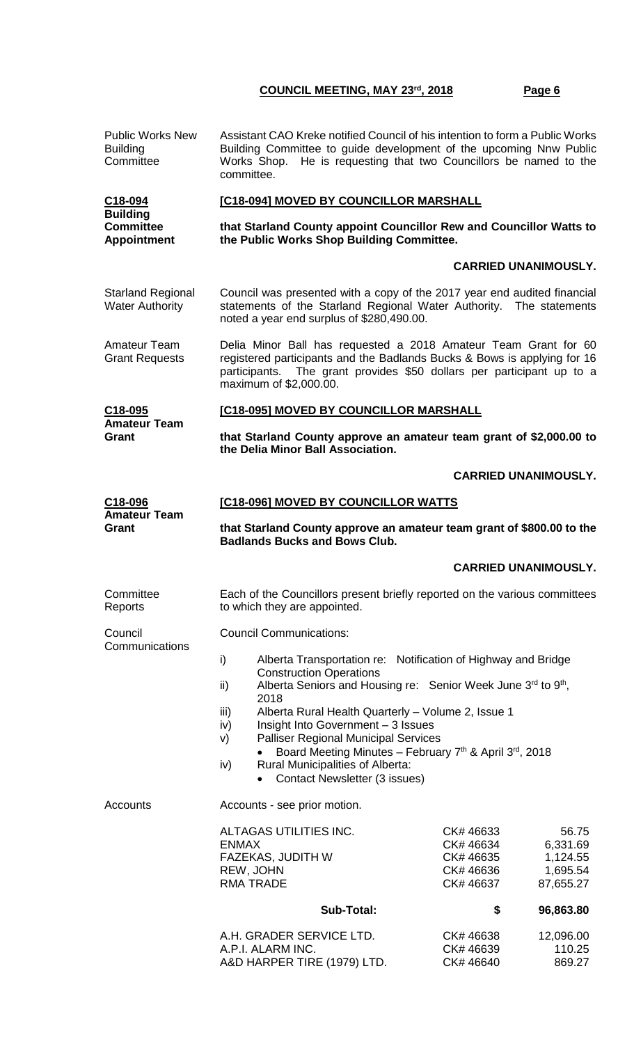**Public Works New Building Committee**

Assistant CAO Kreke notified Council of his intention to form a Public Works Building Committee to guide development of the upcoming Nnw Public Works Shop. He is requesting that two Councillors be named to the committee.

**C18-094 Building Committee Appointment**

**[C18-094] MOVED BY COUNCILLOR MARSHALL**

**that Starland County appoint Councillor Rew and Councillor Watts to the Public Works Shop Building Committee.**

**CARRIED UNANIMOUSLY.**

**Starland Regional Water Authority**

Council was presented with a copy of the 2017 year end audited financial statements of the Starland Regional Water Authority. The statements noted a year end surplus of $280,490.00.

**Amateur Team Grant Requests**

Delia Minor Ball has requested a 2018 Amateur Team Grant for 60 registered participants and the Badlands Bucks & Bows is applying for 16 participants. The grant provides $50 dollars per participant up to a maximum of $2,000.00.

**C18-095 Amateur Team Grant**

**[C18-095] MOVED BY COUNCILLOR MARSHALL**

**that Starland County approve an amateur team grant of $2,000.00 to the Delia Minor Ball Association.**

**CARRIED UNANIMOUSLY.**

**C18-096 Amateur Team Grant**

**[C18-096] MOVED BY COUNCILLOR WATTS**

**that Starland County approve an amateur team grant of $800.00 to the Badlands Bucks and Bows Club.**

**CARRIED UNANIMOUSLY.**

**Committee Reports**

Each of the Councillors present briefly reported on the various committees to which they are appointed.

**Council Communications**

Council Communications:

i) Alberta Transportation re: Notification of Highway and Bridge Construction Operations
ii) Alberta Seniors and Housing re: Senior Week June 3rd to 9th, 2018
iii) Alberta Rural Health Quarterly – Volume 2, Issue 1
iv) Insight Into Government – 3 Issues
v) Palliser Regional Municipal Services
   - Board Meeting Minutes – February 7th & April 3rd, 2018
iv) Rural Municipalities of Alberta:
   - Contact Newsletter (3 issues)

**Accounts**

Accounts - see prior motion.

| | | |
|---|---|---|
| ALTAGAS UTILITIES INC. | CK# 46633 | 56.75 |
| ENMAX | CK# 46634 | 6,331.69 |
| FAZEKAS, JUDITH W | CK# 46635 | 1,124.55 |
| REW, JOHN | CK# 46636 | 1,695.54 |
| RMA TRADE | CK# 46637 | 87,655.27 |
| **Sub-Total:** | **$** | **96,863.80** |
| A.H. GRADER SERVICE LTD. | CK# 46638 | 12,096.00 |
| A.P.I. ALARM INC. | CK# 46639 | 110.25 |
| A&D HARPER TIRE (1979) LTD. | CK# 46640 | 869.27 |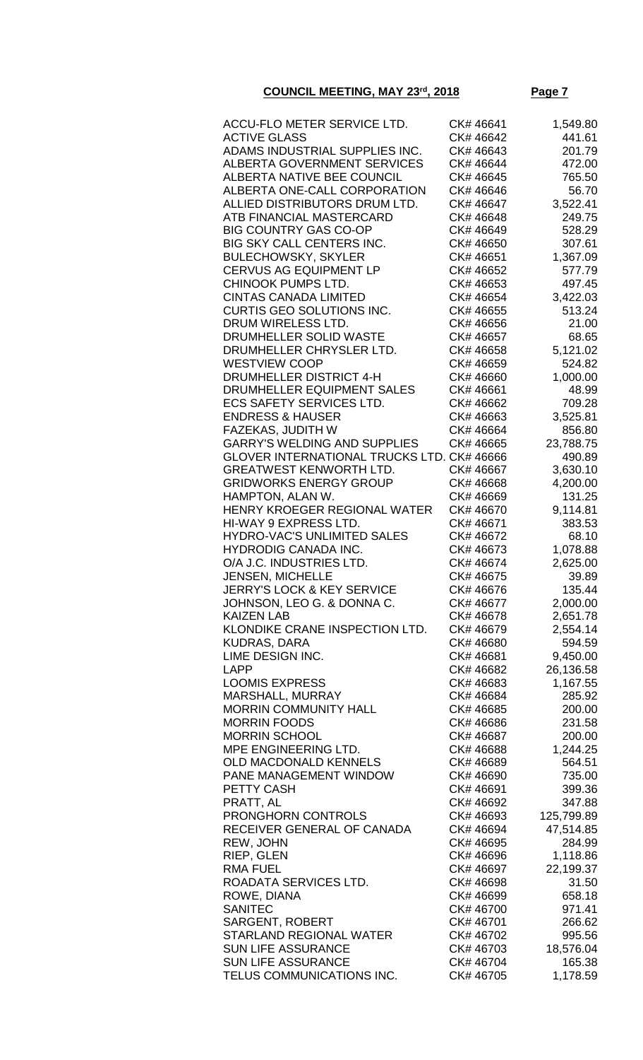**COUNCIL MEETING, MAY 23rd, 2018**

| | | |
|---|---|---|
| ACCU-FLO METER SERVICE LTD. | CK# 46641 | 1,549.80 |
| ACTIVE GLASS | CK# 46642 | 441.61 |
| ADAMS INDUSTRIAL SUPPLIES INC. | CK# 46643 | 201.79 |
| ALBERTA GOVERNMENT SERVICES | CK# 46644 | 472.00 |
| ALBERTA NATIVE BEE COUNCIL | CK# 46645 | 765.50 |
| ALBERTA ONE-CALL CORPORATION | CK# 46646 | 56.70 |
| ALLIED DISTRIBUTORS DRUM LTD. | CK# 46647 | 3,522.41 |
| ATB FINANCIAL MASTERCARD | CK# 46648 | 249.75 |
| BIG COUNTRY GAS CO-OP | CK# 46649 | 528.29 |
| BIG SKY CALL CENTERS INC. | CK# 46650 | 307.61 |
| BULECHOWSKY, SKYLER | CK# 46651 | 1,367.09 |
| CERVUS AG EQUIPMENT LP | CK# 46652 | 577.79 |
| CHINOOK PUMPS LTD. | CK# 46653 | 497.45 |
| CINTAS CANADA LIMITED | CK# 46654 | 3,422.03 |
| CURTIS GEO SOLUTIONS INC. | CK# 46655 | 513.24 |
| DRUM WIRELESS LTD. | CK# 46656 | 21.00 |
| DRUMHELLER SOLID WASTE | CK# 46657 | 68.65 |
| DRUMHELLER CHRYSLER LTD. | CK# 46658 | 5,121.02 |
| WESTVIEW COOP | CK# 46659 | 524.82 |
| DRUMHELLER DISTRICT 4-H | CK# 46660 | 1,000.00 |
| DRUMHELLER EQUIPMENT SALES | CK# 46661 | 48.99 |
| ECS SAFETY SERVICES LTD. | CK# 46662 | 709.28 |
| ENDRESS & HAUSER | CK# 46663 | 3,525.81 |
| FAZEKAS, JUDITH W | CK# 46664 | 856.80 |
| GARRY'S WELDING AND SUPPLIES | CK# 46665 | 23,788.75 |
| GLOVER INTERNATIONAL TRUCKS LTD. | CK# 46666 | 490.89 |
| GREATWEST KENWORTH LTD. | CK# 46667 | 3,630.10 |
| GRIDWORKS ENERGY GROUP | CK# 46668 | 4,200.00 |
| HAMPTON, ALAN W. | CK# 46669 | 131.25 |
| HENRY KROEGER REGIONAL WATER | CK# 46670 | 9,114.81 |
| HI-WAY 9 EXPRESS LTD. | CK# 46671 | 383.53 |
| HYDRO-VAC'S UNLIMITED SALES | CK# 46672 | 68.10 |
| HYDRODIG CANADA INC. | CK# 46673 | 1,078.88 |
| O/A J.C. INDUSTRIES LTD. | CK# 46674 | 2,625.00 |
| JENSEN, MICHELLE | CK# 46675 | 39.89 |
| JERRY'S LOCK & KEY SERVICE | CK# 46676 | 135.44 |
| JOHNSON, LEO G. & DONNA C. | CK# 46677 | 2,000.00 |
| KAIZEN LAB | CK# 46678 | 2,651.78 |
| KLONDIKE CRANE INSPECTION LTD. | CK# 46679 | 2,554.14 |
| KUDRAS, DARA | CK# 46680 | 594.59 |
| LIME DESIGN INC. | CK# 46681 | 9,450.00 |
| LAPP | CK# 46682 | 26,136.58 |
| LOOMIS EXPRESS | CK# 46683 | 1,167.55 |
| MARSHALL, MURRAY | CK# 46684 | 285.92 |
| MORRIN COMMUNITY HALL | CK# 46685 | 200.00 |
| MORRIN FOODS | CK# 46686 | 231.58 |
| MORRIN SCHOOL | CK# 46687 | 200.00 |
| MPE ENGINEERING LTD. | CK# 46688 | 1,244.25 |
| OLD MACDONALD KENNELS | CK# 46689 | 564.51 |
| PANE MANAGEMENT WINDOW | CK# 46690 | 735.00 |
| PETTY CASH | CK# 46691 | 399.36 |
| PRATT, AL | CK# 46692 | 347.88 |
| PRONGHORN CONTROLS | CK# 46693 | 125,799.89 |
| RECEIVER GENERAL OF CANADA | CK# 46694 | 47,514.85 |
| REW, JOHN | CK# 46695 | 284.99 |
| RIEP, GLEN | CK# 46696 | 1,118.86 |
| RMA FUEL | CK# 46697 | 22,199.37 |
| ROADATA SERVICES LTD. | CK# 46698 | 31.50 |
| ROWE, DIANA | CK# 46699 | 658.18 |
| SANITEC | CK# 46700 | 971.41 |
| SARGENT, ROBERT | CK# 46701 | 266.62 |
| STARLAND REGIONAL WATER | CK# 46702 | 995.56 |
| SUN LIFE ASSURANCE | CK# 46703 | 18,576.04 |
| SUN LIFE ASSURANCE | CK# 46704 | 165.38 |
| TELUS COMMUNICATIONS INC. | CK# 46705 | 1,178.59 |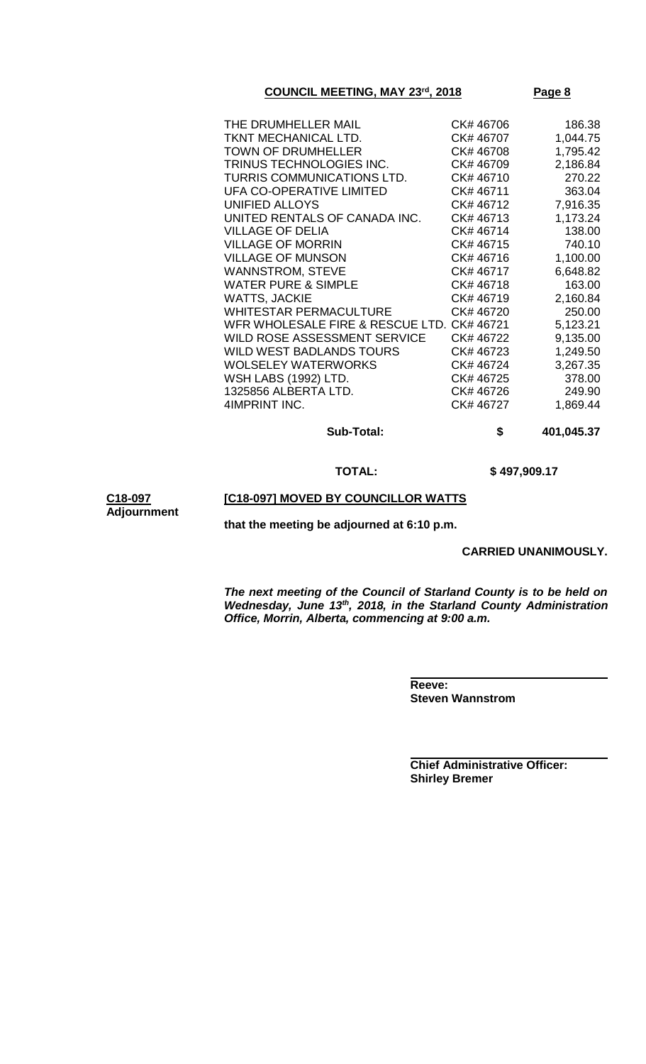| | | |
|---|---|---|
| THE DRUMHELLER MAIL | CK# 46706 | 186.38 |
| TKNT MECHANICAL LTD. | CK# 46707 | 1,044.75 |
| TOWN OF DRUMHELLER | CK# 46708 | 1,795.42 |
| TRINUS TECHNOLOGIES INC. | CK# 46709 | 2,186.84 |
| TURRIS COMMUNICATIONS LTD. | CK# 46710 | 270.22 |
| UFA CO-OPERATIVE LIMITED | CK# 46711 | 363.04 |
| UNIFIED ALLOYS | CK# 46712 | 7,916.35 |
| UNITED RENTALS OF CANADA INC. | CK# 46713 | 1,173.24 |
| VILLAGE OF DELIA | CK# 46714 | 138.00 |
| VILLAGE OF MORRIN | CK# 46715 | 740.10 |
| VILLAGE OF MUNSON | CK# 46716 | 1,100.00 |
| WANNSTROM, STEVE | CK# 46717 | 6,648.82 |
| WATER PURE & SIMPLE | CK# 46718 | 163.00 |
| WATTS, JACKIE | CK# 46719 | 2,160.84 |
| WHITESTAR PERMACULTURE | CK# 46720 | 250.00 |
| WFR WHOLESALE FIRE & RESCUE LTD. | CK# 46721 | 5,123.21 |
| WILD ROSE ASSESSMENT SERVICE | CK# 46722 | 9,135.00 |
| WILD WEST BADLANDS TOURS | CK# 46723 | 1,249.50 |
| WOLSELEY WATERWORKS | CK# 46724 | 3,267.35 |
| WSH LABS (1992) LTD. | CK# 46725 | 378.00 |
| 1325856 ALBERTA LTD. | CK# 46726 | 249.90 |
| 4IMPRINT INC. | CK# 46727 | 1,869.44 |
| **Sub-Total:** | **$** | **401,045.37** |
| **TOTAL:** | | **$ 497,909.17** |

**C18-097 Adjournment**

**[C18-097] MOVED BY COUNCILLOR WATTS**

**that the meeting be adjourned at 6:10 p.m.**

**CARRIED UNANIMOUSLY.**

***The next meeting of the Council of Starland County is to be held on Wednesday, June 13th, 2018, in the Starland County Administration Office, Morrin, Alberta, commencing at 9:00 a.m.***

**Reeve:**
**Steven Wannstrom**

**Chief Administrative Officer:**
**Shirley Bremer**